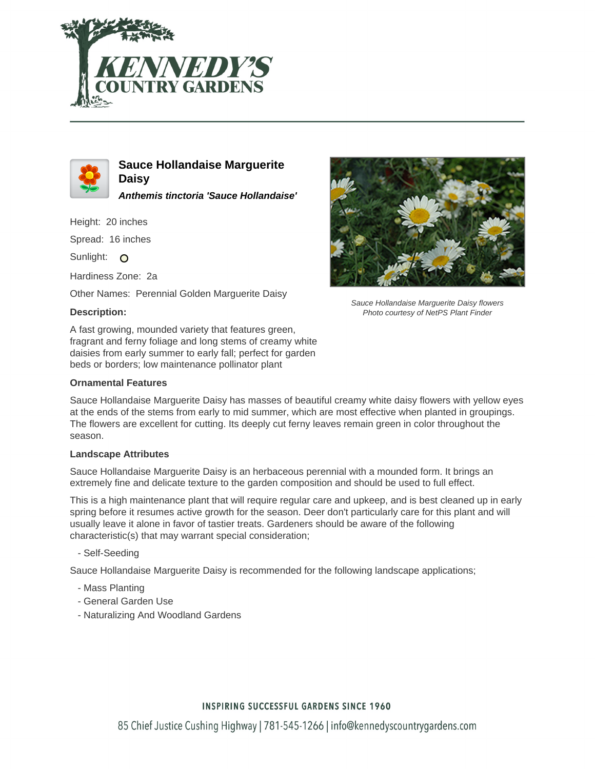# Sauce Hollandaise Marguerite Daisy

***Anthemis tinctoria 'Sauce Hollandaise'***

Height: 20 inches

Spread: 16 inches

Sunlight: O

Hardiness Zone: 2a

Other Names: Perennial Golden Marguerite Daisy

*Sauce Hollandaise Marguerite Daisy flowers*
*Photo courtesy of NetPS Plant Finder*

### Description:

A fast growing, mounded variety that features green, fragrant and ferny foliage and long stems of creamy white daisies from early summer to early fall; perfect for garden beds or borders; low maintenance pollinator plant

### Ornamental Features

Sauce Hollandaise Marguerite Daisy has masses of beautiful creamy white daisy flowers with yellow eyes at the ends of the stems from early to mid summer, which are most effective when planted in groupings. The flowers are excellent for cutting. Its deeply cut ferny leaves remain green in color throughout the season.

### Landscape Attributes

Sauce Hollandaise Marguerite Daisy is an herbaceous perennial with a mounded form. It brings an extremely fine and delicate texture to the garden composition and should be used to full effect.

This is a high maintenance plant that will require regular care and upkeep, and is best cleaned up in early spring before it resumes active growth for the season. Deer don't particularly care for this plant and will usually leave it alone in favor of tastier treats. Gardeners should be aware of the following characteristic(s) that may warrant special consideration;

- Self-Seeding

Sauce Hollandaise Marguerite Daisy is recommended for the following landscape applications;

- Mass Planting
- General Garden Use
- Naturalizing And Woodland Gardens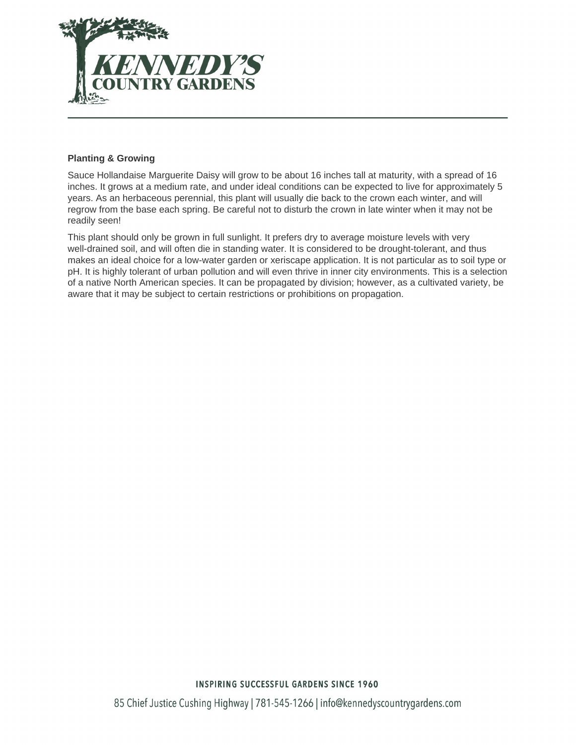**Planting & Growing**

Sauce Hollandaise Marguerite Daisy will grow to be about 16 inches tall at maturity, with a spread of 16 inches. It grows at a medium rate, and under ideal conditions can be expected to live for approximately 5 years. As an herbaceous perennial, this plant will usually die back to the crown each winter, and will regrow from the base each spring. Be careful not to disturb the crown in late winter when it may not be readily seen!

This plant should only be grown in full sunlight. It prefers dry to average moisture levels with very well-drained soil, and will often die in standing water. It is considered to be drought-tolerant, and thus makes an ideal choice for a low-water garden or xeriscape application. It is not particular as to soil type or pH. It is highly tolerant of urban pollution and will even thrive in inner city environments. This is a selection of a native North American species. It can be propagated by division; however, as a cultivated variety, be aware that it may be subject to certain restrictions or prohibitions on propagation.